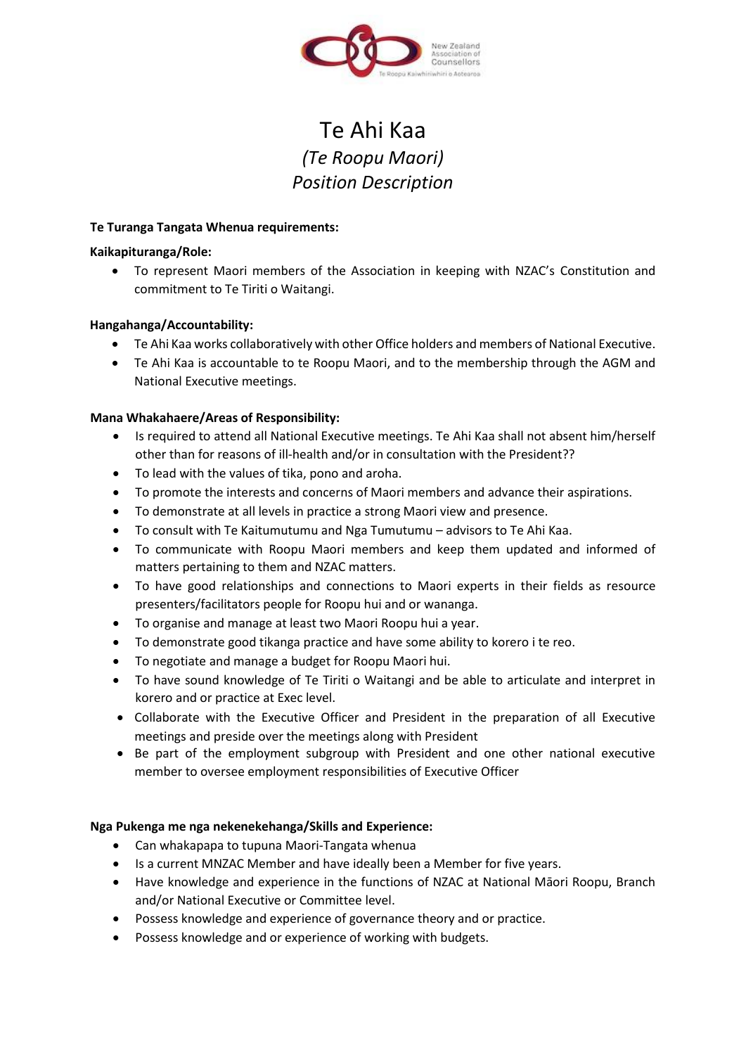# Te Ahi Kaa

## *(Te Roopu Maori)*

## *Position Description*

**Te Turanga Tangata Whenua requirements:**

**Kaikapituranga/Role:**

- To represent Maori members of the Association in keeping with NZAC's Constitution and commitment to Te Tiriti o Waitangi.

**Hangahanga/Accountability:**

- Te Ahi Kaa works collaboratively with other Office holders and members of National Executive.
- Te Ahi Kaa is accountable to te Roopu Maori, and to the membership through the AGM and National Executive meetings.

**Mana Whakahaere/Areas of Responsibility:**

- Is required to attend all National Executive meetings. Te Ahi Kaa shall not absent him/herself other than for reasons of ill-health and/or in consultation with the President??
- To lead with the values of tika, pono and aroha.
- To promote the interests and concerns of Maori members and advance their aspirations.
- To demonstrate at all levels in practice a strong Maori view and presence.
- To consult with Te Kaitumutumu and Nga Tumutumu – advisors to Te Ahi Kaa.
- To communicate with Roopu Maori members and keep them updated and informed of matters pertaining to them and NZAC matters.
- To have good relationships and connections to Maori experts in their fields as resource presenters/facilitators people for Roopu hui and or wananga.
- To organise and manage at least two Maori Roopu hui a year.
- To demonstrate good tikanga practice and have some ability to korero i te reo.
- To negotiate and manage a budget for Roopu Maori hui.
- To have sound knowledge of Te Tiriti o Waitangi and be able to articulate and interpret in korero and or practice at Exec level.
- Collaborate with the Executive Officer and President in the preparation of all Executive meetings and preside over the meetings along with President
- Be part of the employment subgroup with President and one other national executive member to oversee employment responsibilities of Executive Officer

**Nga Pukenga me nga nekenekehanga/Skills and Experience:**

- Can whakapapa to tupuna Maori-Tangata whenua
- Is a current MNZAC Member and have ideally been a Member for five years.
- Have knowledge and experience in the functions of NZAC at National Māori Roopu, Branch and/or National Executive or Committee level.
- Possess knowledge and experience of governance theory and or practice.
- Possess knowledge and or experience of working with budgets.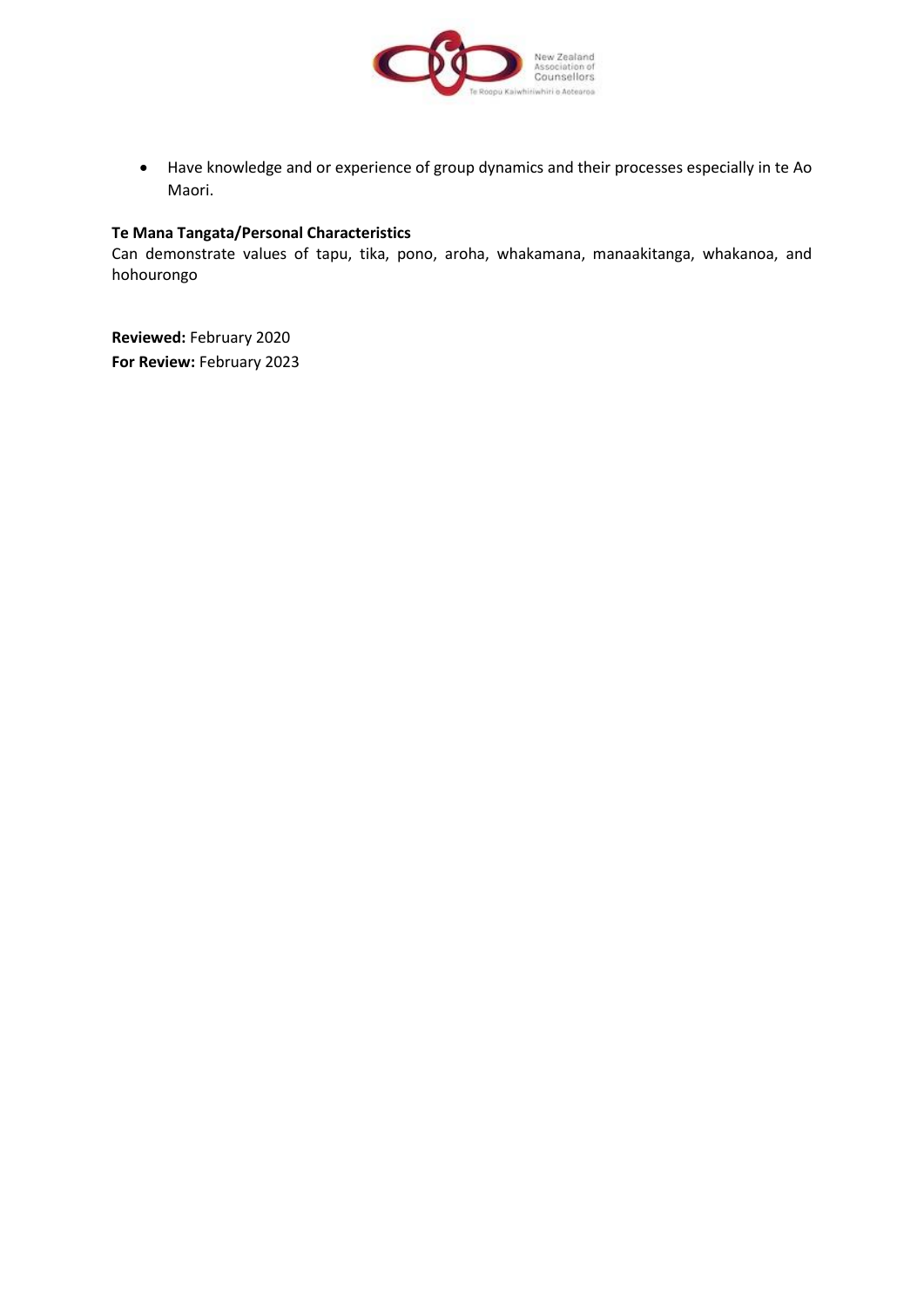- Have knowledge and or experience of group dynamics and their processes especially in te Ao Maori.

**Te Mana Tangata/Personal Characteristics**

Can demonstrate values of tapu, tika, pono, aroha, whakamana, manaakitanga, whakanoa, and hohourongo

**Reviewed:** February 2020
**For Review:** February 2023